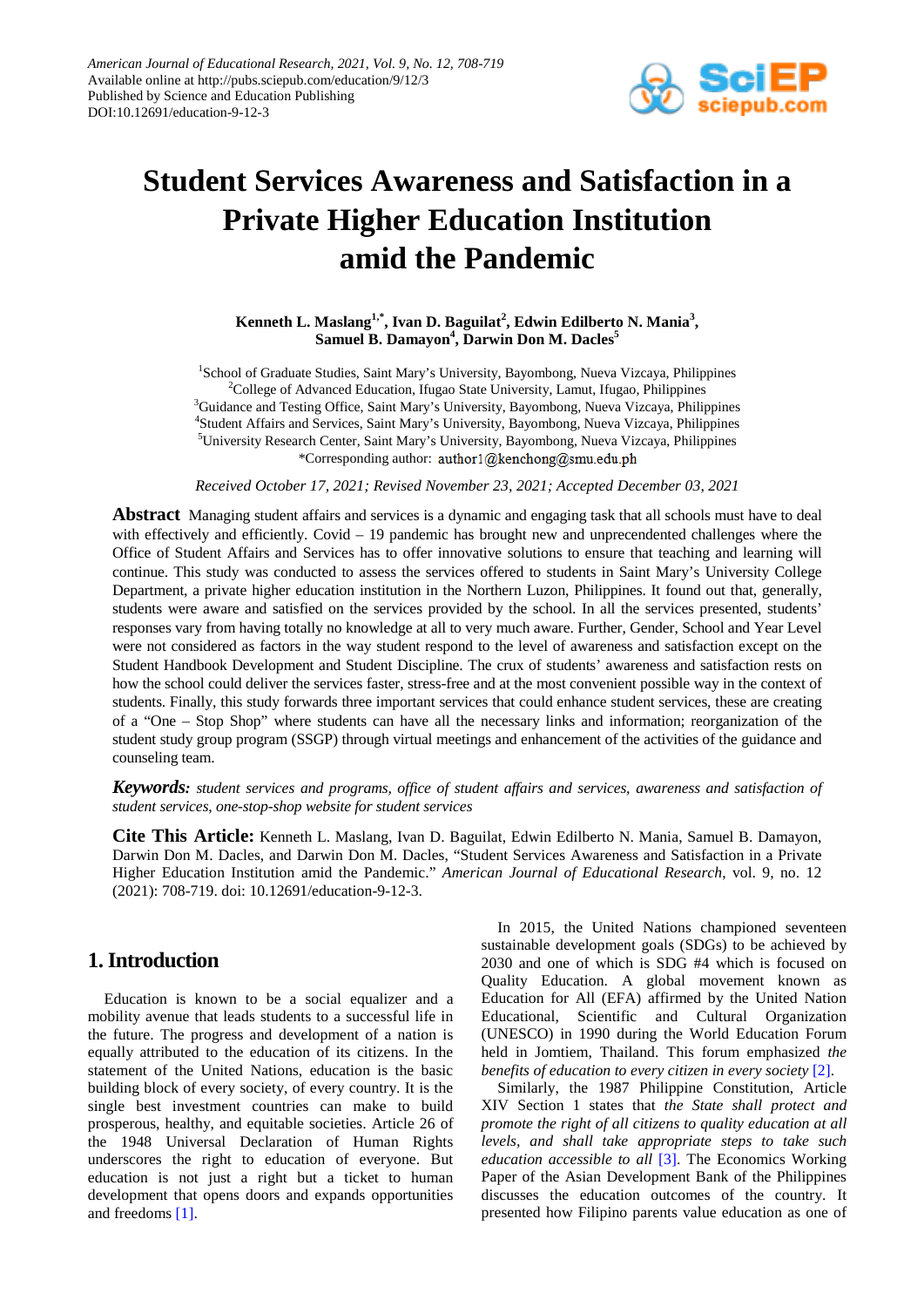American Journal of Educational Research, 2021, Vol. 9, No. 12, 708-719
Available online at http://pubs.sciepub.com/education/9/12/3
Published by Science and Education Publishing
DOI:10.12691/education-9-12-3

# Student Services Awareness and Satisfaction in a Private Higher Education Institution amid the Pandemic

**Kenneth L. Maslang[1,*], Ivan D. Baguilat[2], Edwin Edilberto N. Mania[3], Samuel B. Damayon[4], Darwin Don M. Dacles[5]**

[1]School of Graduate Studies, Saint Mary's University, Bayombong, Nueva Vizcaya, Philippines
[2]College of Advanced Education, Ifugao State University, Lamut, Ifugao, Philippines
[3]Guidance and Testing Office, Saint Mary's University, Bayombong, Nueva Vizcaya, Philippines
[4]Student Affairs and Services, Saint Mary's University, Bayombong, Nueva Vizcaya, Philippines
[5]University Research Center, Saint Mary's University, Bayombong, Nueva Vizcaya, Philippines
*Corresponding author: author1@kenchong@smu.edu.ph

*Received October 17, 2021; Revised November 23, 2021; Accepted December 03, 2021*

**Abstract** Managing student affairs and services is a dynamic and engaging task that all schools must have to deal with effectively and efficiently. Covid – 19 pandemic has brought new and unprecendented challenges where the Office of Student Affairs and Services has to offer innovative solutions to ensure that teaching and learning will continue. This study was conducted to assess the services offered to students in Saint Mary's University College Department, a private higher education institution in the Northern Luzon, Philippines. It found out that, generally, students were aware and satisfied on the services provided by the school. In all the services presented, students' responses vary from having totally no knowledge at all to very much aware. Further, Gender, School and Year Level were not considered as factors in the way student respond to the level of awareness and satisfaction except on the Student Handbook Development and Student Discipline. The crux of students' awareness and satisfaction rests on how the school could deliver the services faster, stress-free and at the most convenient possible way in the context of students. Finally, this study forwards three important services that could enhance student services, these are creating of a "One – Stop Shop" where students can have all the necessary links and information; reorganization of the student study group program (SSGP) through virtual meetings and enhancement of the activities of the guidance and counseling team.

***Keywords:*** *student services and programs, office of student affairs and services, awareness and satisfaction of student services, one-stop-shop website for student services*

**Cite This Article:** Kenneth L. Maslang, Ivan D. Baguilat, Edwin Edilberto N. Mania, Samuel B. Damayon, Darwin Don M. Dacles, and Darwin Don M. Dacles, "Student Services Awareness and Satisfaction in a Private Higher Education Institution amid the Pandemic." *American Journal of Educational Research*, vol. 9, no. 12 (2021): 708-719. doi: 10.12691/education-9-12-3.

## 1. Introduction

Education is known to be a social equalizer and a mobility avenue that leads students to a successful life in the future. The progress and development of a nation is equally attributed to the education of its citizens. In the statement of the United Nations, education is the basic building block of every society, of every country. It is the single best investment countries can make to build prosperous, healthy, and equitable societies. Article 26 of the 1948 Universal Declaration of Human Rights underscores the right to education of everyone. But education is not just a right but a ticket to human development that opens doors and expands opportunities and freedoms [1].

In 2015, the United Nations championed seventeen sustainable development goals (SDGs) to be achieved by 2030 and one of which is SDG #4 which is focused on Quality Education. A global movement known as Education for All (EFA) affirmed by the United Nation Educational, Scientific and Cultural Organization (UNESCO) in 1990 during the World Education Forum held in Jomtiem, Thailand. This forum emphasized *the benefits of education to every citizen in every society* [2].

Similarly, the 1987 Philippine Constitution, Article XIV Section 1 states that *the State shall protect and promote the right of all citizens to quality education at all levels, and shall take appropriate steps to take such education accessible to all* [3]. The Economics Working Paper of the Asian Development Bank of the Philippines discusses the education outcomes of the country. It presented how Filipino parents value education as one of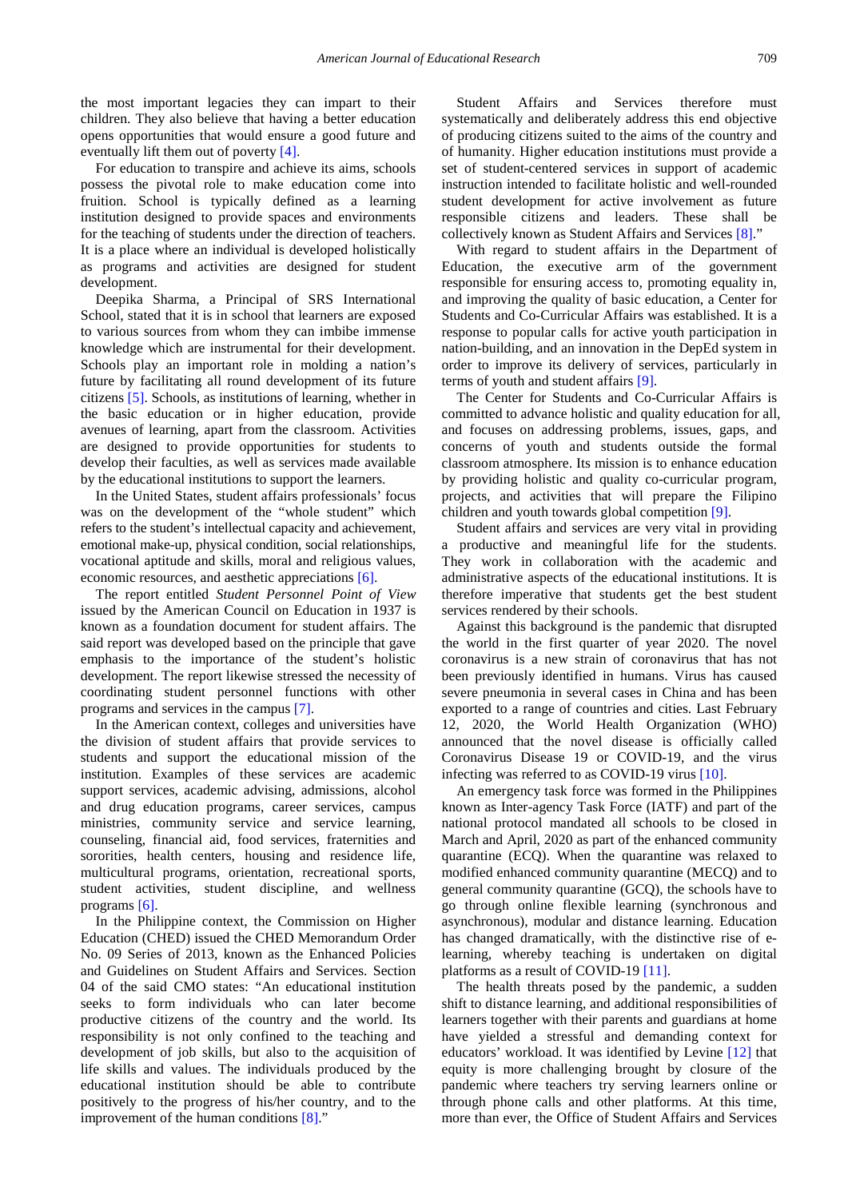the most important legacies they can impart to their children. They also believe that having a better education opens opportunities that would ensure a good future and eventually lift them out of poverty [4].

For education to transpire and achieve its aims, schools possess the pivotal role to make education come into fruition. School is typically defined as a learning institution designed to provide spaces and environments for the teaching of students under the direction of teachers. It is a place where an individual is developed holistically as programs and activities are designed for student development.

Deepika Sharma, a Principal of SRS International School, stated that it is in school that learners are exposed to various sources from whom they can imbibe immense knowledge which are instrumental for their development. Schools play an important role in molding a nation's future by facilitating all round development of its future citizens [5]. Schools, as institutions of learning, whether in the basic education or in higher education, provide avenues of learning, apart from the classroom. Activities are designed to provide opportunities for students to develop their faculties, as well as services made available by the educational institutions to support the learners.

In the United States, student affairs professionals' focus was on the development of the "whole student" which refers to the student's intellectual capacity and achievement, emotional make-up, physical condition, social relationships, vocational aptitude and skills, moral and religious values, economic resources, and aesthetic appreciations [6].

The report entitled *Student Personnel Point of View* issued by the American Council on Education in 1937 is known as a foundation document for student affairs. The said report was developed based on the principle that gave emphasis to the importance of the student's holistic development. The report likewise stressed the necessity of coordinating student personnel functions with other programs and services in the campus [7].

In the American context, colleges and universities have the division of student affairs that provide services to students and support the educational mission of the institution. Examples of these services are academic support services, academic advising, admissions, alcohol and drug education programs, career services, campus ministries, community service and service learning, counseling, financial aid, food services, fraternities and sororities, health centers, housing and residence life, multicultural programs, orientation, recreational sports, student activities, student discipline, and wellness programs [6].

In the Philippine context, the Commission on Higher Education (CHED) issued the CHED Memorandum Order No. 09 Series of 2013, known as the Enhanced Policies and Guidelines on Student Affairs and Services. Section 04 of the said CMO states: "An educational institution seeks to form individuals who can later become productive citizens of the country and the world. Its responsibility is not only confined to the teaching and development of job skills, but also to the acquisition of life skills and values. The individuals produced by the educational institution should be able to contribute positively to the progress of his/her country, and to the improvement of the human conditions [8]."

Student Affairs and Services therefore must systematically and deliberately address this end objective of producing citizens suited to the aims of the country and of humanity. Higher education institutions must provide a set of student-centered services in support of academic instruction intended to facilitate holistic and well-rounded student development for active involvement as future responsible citizens and leaders. These shall be collectively known as Student Affairs and Services [8]."

With regard to student affairs in the Department of Education, the executive arm of the government responsible for ensuring access to, promoting equality in, and improving the quality of basic education, a Center for Students and Co-Curricular Affairs was established. It is a response to popular calls for active youth participation in nation-building, and an innovation in the DepEd system in order to improve its delivery of services, particularly in terms of youth and student affairs [9].

The Center for Students and Co-Curricular Affairs is committed to advance holistic and quality education for all, and focuses on addressing problems, issues, gaps, and concerns of youth and students outside the formal classroom atmosphere. Its mission is to enhance education by providing holistic and quality co-curricular program, projects, and activities that will prepare the Filipino children and youth towards global competition [9].

Student affairs and services are very vital in providing a productive and meaningful life for the students. They work in collaboration with the academic and administrative aspects of the educational institutions. It is therefore imperative that students get the best student services rendered by their schools.

Against this background is the pandemic that disrupted the world in the first quarter of year 2020. The novel coronavirus is a new strain of coronavirus that has not been previously identified in humans. Virus has caused severe pneumonia in several cases in China and has been exported to a range of countries and cities. Last February 12, 2020, the World Health Organization (WHO) announced that the novel disease is officially called Coronavirus Disease 19 or COVID-19, and the virus infecting was referred to as COVID-19 virus [10].

An emergency task force was formed in the Philippines known as Inter-agency Task Force (IATF) and part of the national protocol mandated all schools to be closed in March and April, 2020 as part of the enhanced community quarantine (ECQ). When the quarantine was relaxed to modified enhanced community quarantine (MECQ) and to general community quarantine (GCQ), the schools have to go through online flexible learning (synchronous and asynchronous), modular and distance learning. Education has changed dramatically, with the distinctive rise of e-learning, whereby teaching is undertaken on digital platforms as a result of COVID-19 [11].

The health threats posed by the pandemic, a sudden shift to distance learning, and additional responsibilities of learners together with their parents and guardians at home have yielded a stressful and demanding context for educators' workload. It was identified by Levine [12] that equity is more challenging brought by closure of the pandemic where teachers try serving learners online or through phone calls and other platforms. At this time, more than ever, the Office of Student Affairs and Services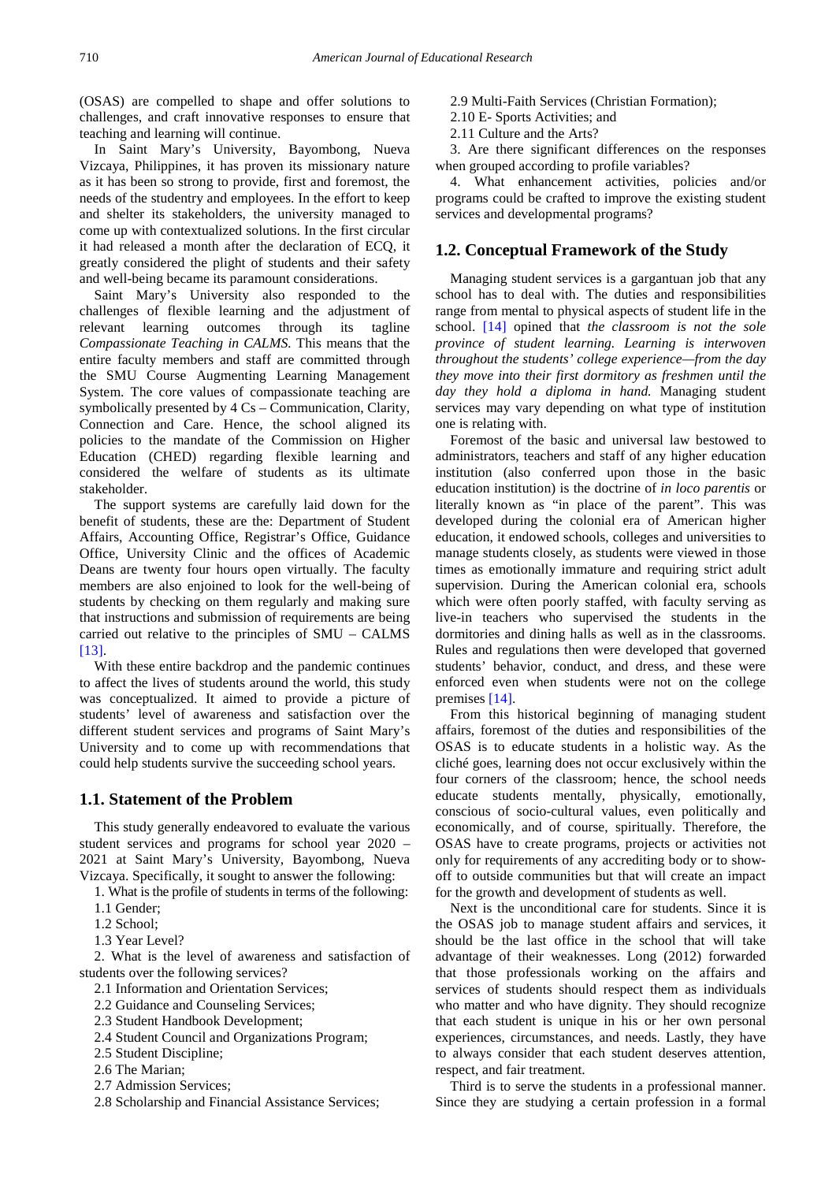(OSAS) are compelled to shape and offer solutions to challenges, and craft innovative responses to ensure that teaching and learning will continue.

In Saint Mary's University, Bayombong, Nueva Vizcaya, Philippines, it has proven its missionary nature as it has been so strong to provide, first and foremost, the needs of the studentry and employees. In the effort to keep and shelter its stakeholders, the university managed to come up with contextualized solutions. In the first circular it had released a month after the declaration of ECQ, it greatly considered the plight of students and their safety and well-being became its paramount considerations.

Saint Mary's University also responded to the challenges of flexible learning and the adjustment of relevant learning outcomes through its tagline *Compassionate Teaching in CALMS*. This means that the entire faculty members and staff are committed through the SMU Course Augmenting Learning Management System. The core values of compassionate teaching are symbolically presented by 4 Cs – Communication, Clarity, Connection and Care. Hence, the school aligned its policies to the mandate of the Commission on Higher Education (CHED) regarding flexible learning and considered the welfare of students as its ultimate stakeholder.

The support systems are carefully laid down for the benefit of students, these are the: Department of Student Affairs, Accounting Office, Registrar's Office, Guidance Office, University Clinic and the offices of Academic Deans are twenty four hours open virtually. The faculty members are also enjoined to look for the well-being of students by checking on them regularly and making sure that instructions and submission of requirements are being carried out relative to the principles of SMU – CALMS [13].

With these entire backdrop and the pandemic continues to affect the lives of students around the world, this study was conceptualized. It aimed to provide a picture of students' level of awareness and satisfaction over the different student services and programs of Saint Mary's University and to come up with recommendations that could help students survive the succeeding school years.

## 1.1. Statement of the Problem

This study generally endeavored to evaluate the various student services and programs for school year 2020 – 2021 at Saint Mary's University, Bayombong, Nueva Vizcaya. Specifically, it sought to answer the following:

1. What is the profile of students in terms of the following:

1.1 Gender;

1.2 School;

1.3 Year Level?

2. What is the level of awareness and satisfaction of students over the following services?

2.1 Information and Orientation Services;

2.2 Guidance and Counseling Services;

2.3 Student Handbook Development;

2.4 Student Council and Organizations Program;

2.5 Student Discipline;

2.6 The Marian;

2.7 Admission Services;

2.8 Scholarship and Financial Assistance Services;

2.9 Multi-Faith Services (Christian Formation);

2.10 E- Sports Activities; and

2.11 Culture and the Arts?

3. Are there significant differences on the responses when grouped according to profile variables?

4. What enhancement activities, policies and/or programs could be crafted to improve the existing student services and developmental programs?

## 1.2. Conceptual Framework of the Study

Managing student services is a gargantuan job that any school has to deal with. The duties and responsibilities range from mental to physical aspects of student life in the school. [14] opined that *the classroom is not the sole province of student learning. Learning is interwoven throughout the students' college experience—from the day they move into their first dormitory as freshmen until the day they hold a diploma in hand.* Managing student services may vary depending on what type of institution one is relating with.

Foremost of the basic and universal law bestowed to administrators, teachers and staff of any higher education institution (also conferred upon those in the basic education institution) is the doctrine of *in loco parentis* or literally known as "in place of the parent". This was developed during the colonial era of American higher education, it endowed schools, colleges and universities to manage students closely, as students were viewed in those times as emotionally immature and requiring strict adult supervision. During the American colonial era, schools which were often poorly staffed, with faculty serving as live-in teachers who supervised the students in the dormitories and dining halls as well as in the classrooms. Rules and regulations then were developed that governed students' behavior, conduct, and dress, and these were enforced even when students were not on the college premises [14].

From this historical beginning of managing student affairs, foremost of the duties and responsibilities of the OSAS is to educate students in a holistic way. As the cliché goes, learning does not occur exclusively within the four corners of the classroom; hence, the school needs educate students mentally, physically, emotionally, conscious of socio-cultural values, even politically and economically, and of course, spiritually. Therefore, the OSAS have to create programs, projects or activities not only for requirements of any accrediting body or to show-off to outside communities but that will create an impact for the growth and development of students as well.

Next is the unconditional care for students. Since it is the OSAS job to manage student affairs and services, it should be the last office in the school that will take advantage of their weaknesses. Long (2012) forwarded that those professionals working on the affairs and services of students should respect them as individuals who matter and who have dignity. They should recognize that each student is unique in his or her own personal experiences, circumstances, and needs. Lastly, they have to always consider that each student deserves attention, respect, and fair treatment.

Third is to serve the students in a professional manner. Since they are studying a certain profession in a formal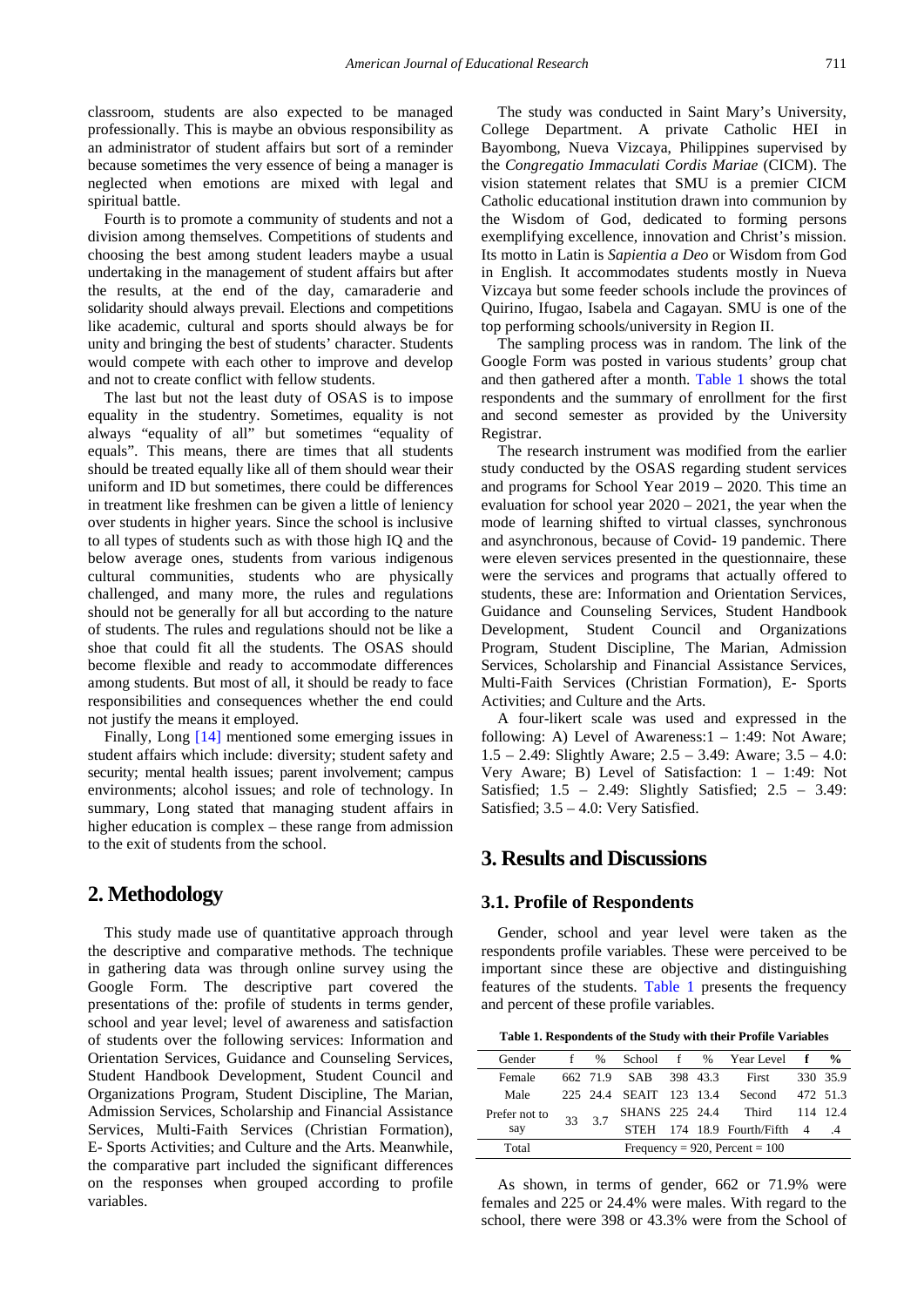classroom, students are also expected to be managed professionally. This is maybe an obvious responsibility as an administrator of student affairs but sort of a reminder because sometimes the very essence of being a manager is neglected when emotions are mixed with legal and spiritual battle.

Fourth is to promote a community of students and not a division among themselves. Competitions of students and choosing the best among student leaders maybe a usual undertaking in the management of student affairs but after the results, at the end of the day, camaraderie and solidarity should always prevail. Elections and competitions like academic, cultural and sports should always be for unity and bringing the best of students' character. Students would compete with each other to improve and develop and not to create conflict with fellow students.

The last but not the least duty of OSAS is to impose equality in the studentry. Sometimes, equality is not always "equality of all" but sometimes "equality of equals". This means, there are times that all students should be treated equally like all of them should wear their uniform and ID but sometimes, there could be differences in treatment like freshmen can be given a little of leniency over students in higher years. Since the school is inclusive to all types of students such as with those high IQ and the below average ones, students from various indigenous cultural communities, students who are physically challenged, and many more, the rules and regulations should not be generally for all but according to the nature of students. The rules and regulations should not be like a shoe that could fit all the students. The OSAS should become flexible and ready to accommodate differences among students. But most of all, it should be ready to face responsibilities and consequences whether the end could not justify the means it employed.

Finally, Long [14] mentioned some emerging issues in student affairs which include: diversity; student safety and security; mental health issues; parent involvement; campus environments; alcohol issues; and role of technology. In summary, Long stated that managing student affairs in higher education is complex – these range from admission to the exit of students from the school.

## 2. Methodology

This study made use of quantitative approach through the descriptive and comparative methods. The technique in gathering data was through online survey using the Google Form. The descriptive part covered the presentations of the: profile of students in terms gender, school and year level; level of awareness and satisfaction of students over the following services: Information and Orientation Services, Guidance and Counseling Services, Student Handbook Development, Student Council and Organizations Program, Student Discipline, The Marian, Admission Services, Scholarship and Financial Assistance Services, Multi-Faith Services (Christian Formation), E- Sports Activities; and Culture and the Arts. Meanwhile, the comparative part included the significant differences on the responses when grouped according to profile variables.

The study was conducted in Saint Mary's University, College Department. A private Catholic HEI in Bayombong, Nueva Vizcaya, Philippines supervised by the *Congregatio Immaculati Cordis Mariae* (CICM). The vision statement relates that SMU is a premier CICM Catholic educational institution drawn into communion by the Wisdom of God, dedicated to forming persons exemplifying excellence, innovation and Christ's mission. Its motto in Latin is *Sapientia a Deo* or Wisdom from God in English. It accommodates students mostly in Nueva Vizcaya but some feeder schools include the provinces of Quirino, Ifugao, Isabela and Cagayan. SMU is one of the top performing schools/university in Region II.

The sampling process was in random. The link of the Google Form was posted in various students' group chat and then gathered after a month. Table 1 shows the total respondents and the summary of enrollment for the first and second semester as provided by the University Registrar.

The research instrument was modified from the earlier study conducted by the OSAS regarding student services and programs for School Year 2019 – 2020. This time an evaluation for school year 2020 – 2021, the year when the mode of learning shifted to virtual classes, synchronous and asynchronous, because of Covid- 19 pandemic. There were eleven services presented in the questionnaire, these were the services and programs that actually offered to students, these are: Information and Orientation Services, Guidance and Counseling Services, Student Handbook Development, Student Council and Organizations Program, Student Discipline, The Marian, Admission Services, Scholarship and Financial Assistance Services, Multi-Faith Services (Christian Formation), E- Sports Activities; and Culture and the Arts.

A four-likert scale was used and expressed in the following: A) Level of Awareness:1 – 1:49: Not Aware; 1.5 – 2.49: Slightly Aware; 2.5 – 3.49: Aware; 3.5 – 4.0: Very Aware; B) Level of Satisfaction: 1 – 1:49: Not Satisfied; 1.5 – 2.49: Slightly Satisfied; 2.5 – 3.49: Satisfied; 3.5 – 4.0: Very Satisfied.

## 3. Results and Discussions

### 3.1. Profile of Respondents

Gender, school and year level were taken as the respondents profile variables. These were perceived to be important since these are objective and distinguishing features of the students. Table 1 presents the frequency and percent of these profile variables.

**Table 1. Respondents of the Study with their Profile Variables**

| Gender | f | % | School | f | % | Year Level | f | % |
|---|---|---|---|---|---|---|---|---|
| Female | 662 | 71.9 | SAB | 398 | 43.3 | First | 330 | 35.9 |
| Male | 225 | 24.4 | SEAIT | 123 | 13.4 | Second | 472 | 51.3 |
| Prefer not to say | 33 | 3.7 | SHANS | 225 | 24.4 | Third | 114 | 12.4 |
| | | | STEH | 174 | 18.9 | Fourth/Fifth | 4 | .4 |
| Total | Frequency = 920, Percent = 100 | | | | | | | |

As shown, in terms of gender, 662 or 71.9% were females and 225 or 24.4% were males. With regard to the school, there were 398 or 43.3% were from the School of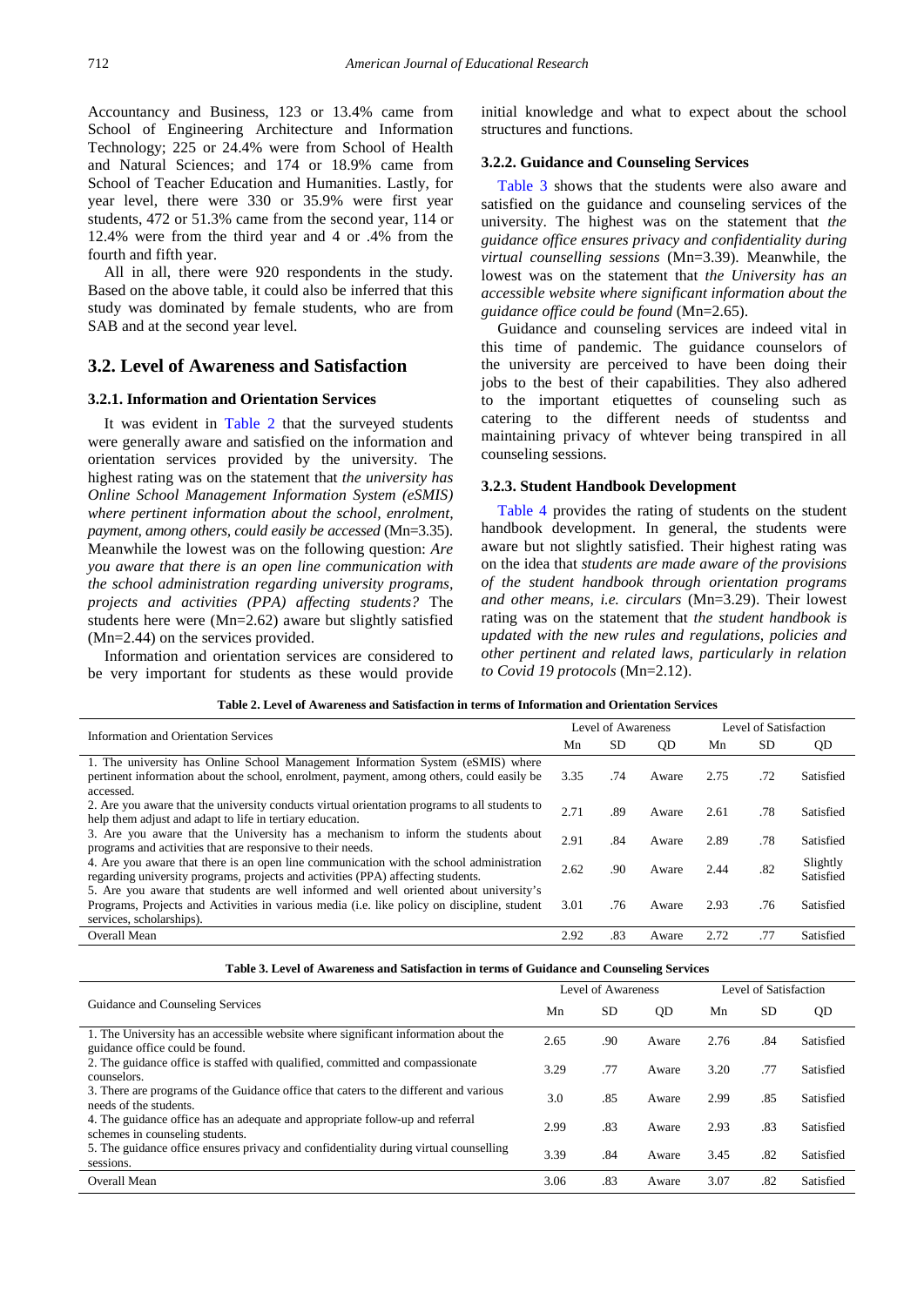Accountancy and Business, 123 or 13.4% came from School of Engineering Architecture and Information Technology; 225 or 24.4% were from School of Health and Natural Sciences; and 174 or 18.9% came from School of Teacher Education and Humanities. Lastly, for year level, there were 330 or 35.9% were first year students, 472 or 51.3% came from the second year, 114 or 12.4% were from the third year and 4 or .4% from the fourth and fifth year.

All in all, there were 920 respondents in the study. Based on the above table, it could also be inferred that this study was dominated by female students, who are from SAB and at the second year level.

## 3.2. Level of Awareness and Satisfaction

### 3.2.1. Information and Orientation Services

It was evident in Table 2 that the surveyed students were generally aware and satisfied on the information and orientation services provided by the university. The highest rating was on the statement that *the university has Online School Management Information System (eSMIS) where pertinent information about the school, enrolment, payment, among others, could easily be accessed* (Mn=3.35). Meanwhile the lowest was on the following question: *Are you aware that there is an open line communication with the school administration regarding university programs, projects and activities (PPA) affecting students?* The students here were (Mn=2.62) aware but slightly satisfied (Mn=2.44) on the services provided.

Information and orientation services are considered to be very important for students as these would provide initial knowledge and what to expect about the school structures and functions.

### 3.2.2. Guidance and Counseling Services

Table 3 shows that the students were also aware and satisfied on the guidance and counseling services of the university. The highest was on the statement that *the guidance office ensures privacy and confidentiality during virtual counselling sessions* (Mn=3.39). Meanwhile, the lowest was on the statement that *the University has an accessible website where significant information about the guidance office could be found* (Mn=2.65).

Guidance and counseling services are indeed vital in this time of pandemic. The guidance counselors of the university are perceived to have been doing their jobs to the best of their capabilities. They also adhered to the important etiquettes of counseling such as catering to the different needs of studentss and maintaining privacy of whtever being transpired in all counseling sessions.

### 3.2.3. Student Handbook Development

Table 4 provides the rating of students on the student handbook development. In general, the students were aware but not slightly satisfied. Their highest rating was on the idea that *students are made aware of the provisions of the student handbook through orientation programs and other means, i.e. circulars* (Mn=3.29). Their lowest rating was on the statement that *the student handbook is updated with the new rules and regulations, policies and other pertinent and related laws, particularly in relation to Covid 19 protocols* (Mn=2.12).

**Table 2. Level of Awareness and Satisfaction in terms of Information and Orientation Services**

| Information and Orientation Services | Level of Awareness | | | Level of Satisfaction | | |
|---|---|---|---|---|---|---|
| | Mn | SD | QD | Mn | SD | QD |
| 1. The university has Online School Management Information System (eSMIS) where pertinent information about the school, enrolment, payment, among others, could easily be accessed. | 3.35 | .74 | Aware | 2.75 | .72 | Satisfied |
| 2. Are you aware that the university conducts virtual orientation programs to all students to help them adjust and adapt to life in tertiary education. | 2.71 | .89 | Aware | 2.61 | .78 | Satisfied |
| 3. Are you aware that the University has a mechanism to inform the students about programs and activities that are responsive to their needs. | 2.91 | .84 | Aware | 2.89 | .78 | Satisfied |
| 4. Are you aware that there is an open line communication with the school administration regarding university programs, projects and activities (PPA) affecting students. | 2.62 | .90 | Aware | 2.44 | .82 | Slightly Satisfied |
| 5. Are you aware that students are well informed and well oriented about university's Programs, Projects and Activities in various media (i.e. like policy on discipline, student services, scholarships). | 3.01 | .76 | Aware | 2.93 | .76 | Satisfied |
| Overall Mean | 2.92 | .83 | Aware | 2.72 | .77 | Satisfied |

**Table 3. Level of Awareness and Satisfaction in terms of Guidance and Counseling Services**

| Guidance and Counseling Services | Level of Awareness | | | Level of Satisfaction | | |
|---|---|---|---|---|---|---|
| | Mn | SD | QD | Mn | SD | QD |
| 1. The University has an accessible website where significant information about the guidance office could be found. | 2.65 | .90 | Aware | 2.76 | .84 | Satisfied |
| 2. The guidance office is staffed with qualified, committed and compassionate counselors. | 3.29 | .77 | Aware | 3.20 | .77 | Satisfied |
| 3. There are programs of the Guidance office that caters to the different and various needs of the students. | 3.0 | .85 | Aware | 2.99 | .85 | Satisfied |
| 4. The guidance office has an adequate and appropriate follow-up and referral schemes in counseling students. | 2.99 | .83 | Aware | 2.93 | .83 | Satisfied |
| 5. The guidance office ensures privacy and confidentiality during virtual counselling sessions. | 3.39 | .84 | Aware | 3.45 | .82 | Satisfied |
| Overall Mean | 3.06 | .83 | Aware | 3.07 | .82 | Satisfied |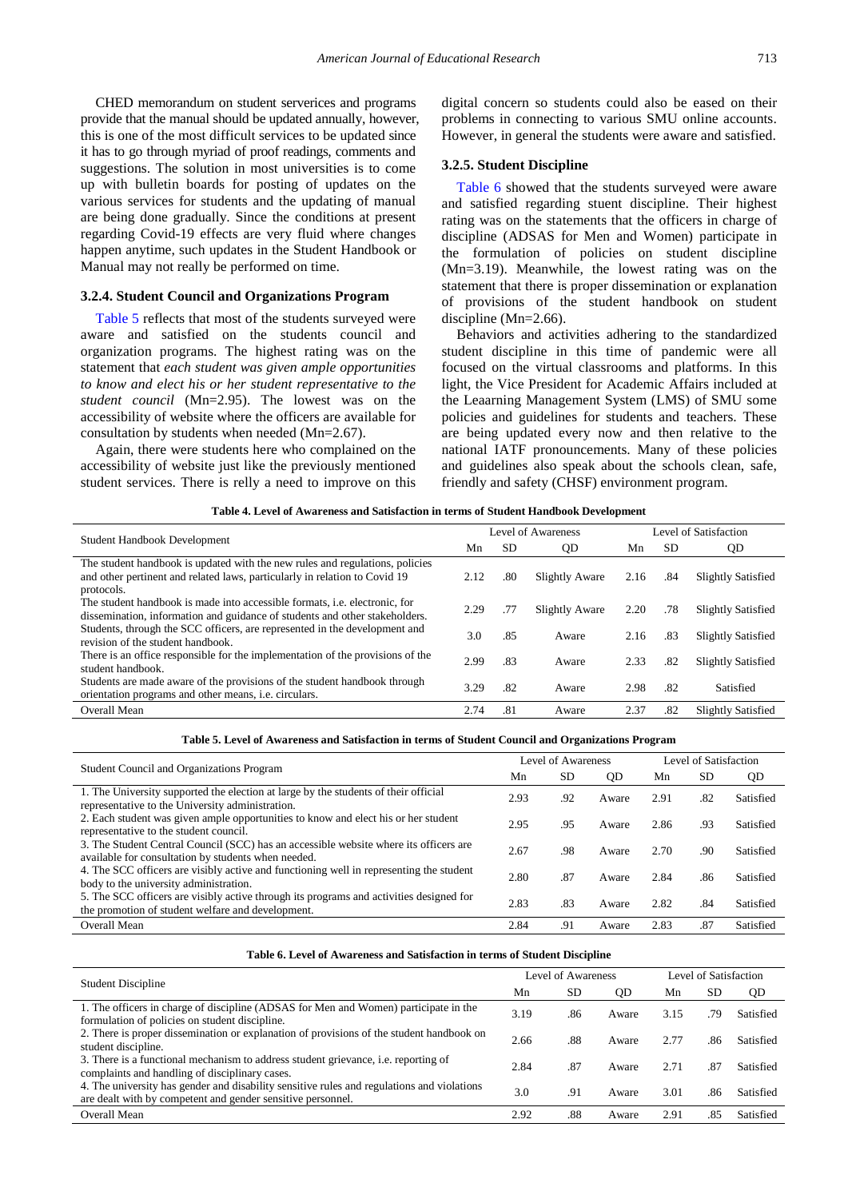CHED memorandum on student serverices and programs provide that the manual should be updated annually, however, this is one of the most difficult services to be updated since it has to go through myriad of proof readings, comments and suggestions. The solution in most universities is to come up with bulletin boards for posting of updates on the various services for students and the updating of manual are being done gradually. Since the conditions at present regarding Covid-19 effects are very fluid where changes happen anytime, such updates in the Student Handbook or Manual may not really be performed on time.

### 3.2.4. Student Council and Organizations Program

Table 5 reflects that most of the students surveyed were aware and satisfied on the students council and organization programs. The highest rating was on the statement that *each student was given ample opportunities to know and elect his or her student representative to the student council* (Mn=2.95). The lowest was on the accessibility of website where the officers are available for consultation by students when needed (Mn=2.67).

Again, there were students here who complained on the accessibility of website just like the previously mentioned student services. There is relly a need to improve on this digital concern so students could also be eased on their problems in connecting to various SMU online accounts. However, in general the students were aware and satisfied.

### 3.2.5. Student Discipline

Table 6 showed that the students surveyed were aware and satisfied regarding stuent discipline. Their highest rating was on the statements that the officers in charge of discipline (ADSAS for Men and Women) participate in the formulation of policies on student discipline (Mn=3.19). Meanwhile, the lowest rating was on the statement that there is proper dissemination or explanation of provisions of the student handbook on student discipline (Mn=2.66).

Behaviors and activities adhering to the standardized student discipline in this time of pandemic were all focused on the virtual classrooms and platforms. In this light, the Vice President for Academic Affairs included at the Leaarning Management System (LMS) of SMU some policies and guidelines for students and teachers. These are being updated every now and then relative to the national IATF pronouncements. Many of these policies and guidelines also speak about the schools clean, safe, friendly and safety (CHSF) environment program.

**Table 4. Level of Awareness and Satisfaction in terms of Student Handbook Development**

| Student Handbook Development | Level of Awareness | | | Level of Satisfaction | | |
|---|---|---|---|---|---|---|
| | Mn | SD | QD | Mn | SD | QD |
| The student handbook is updated with the new rules and regulations, policies and other pertinent and related laws, particularly in relation to Covid 19 protocols. | 2.12 | .80 | Slightly Aware | 2.16 | .84 | Slightly Satisfied |
| The student handbook is made into accessible formats, i.e. electronic, for dissemination, information and guidance of students and other stakeholders. | 2.29 | .77 | Slightly Aware | 2.20 | .78 | Slightly Satisfied |
| Students, through the SCC officers, are represented in the development and revision of the student handbook. | 3.0 | .85 | Aware | 2.16 | .83 | Slightly Satisfied |
| There is an office responsible for the implementation of the provisions of the student handbook. | 2.99 | .83 | Aware | 2.33 | .82 | Slightly Satisfied |
| Students are made aware of the provisions of the student handbook through orientation programs and other means, i.e. circulars. | 3.29 | .82 | Aware | 2.98 | .82 | Satisfied |
| Overall Mean | 2.74 | .81 | Aware | 2.37 | .82 | Slightly Satisfied |

**Table 5. Level of Awareness and Satisfaction in terms of Student Council and Organizations Program**

| Student Council and Organizations Program | Level of Awareness | | | Level of Satisfaction | | |
|---|---|---|---|---|---|---|
| | Mn | SD | QD | Mn | SD | QD |
| 1. The University supported the election at large by the students of their official representative to the University administration. | 2.93 | .92 | Aware | 2.91 | .82 | Satisfied |
| 2. Each student was given ample opportunities to know and elect his or her student representative to the student council. | 2.95 | .95 | Aware | 2.86 | .93 | Satisfied |
| 3. The Student Central Council (SCC) has an accessible website where its officers are available for consultation by students when needed. | 2.67 | .98 | Aware | 2.70 | .90 | Satisfied |
| 4. The SCC officers are visibly active and functioning well in representing the student body to the university administration. | 2.80 | .87 | Aware | 2.84 | .86 | Satisfied |
| 5. The SCC officers are visibly active through its programs and activities designed for the promotion of student welfare and development. | 2.83 | .83 | Aware | 2.82 | .84 | Satisfied |
| Overall Mean | 2.84 | .91 | Aware | 2.83 | .87 | Satisfied |

**Table 6. Level of Awareness and Satisfaction in terms of Student Discipline**

| Student Discipline | Level of Awareness | | | Level of Satisfaction | | |
|---|---|---|---|---|---|---|
| | Mn | SD | QD | Mn | SD | QD |
| 1. The officers in charge of discipline (ADSAS for Men and Women) participate in the formulation of policies on student discipline. | 3.19 | .86 | Aware | 3.15 | .79 | Satisfied |
| 2. There is proper dissemination or explanation of provisions of the student handbook on student discipline. | 2.66 | .88 | Aware | 2.77 | .86 | Satisfied |
| 3. There is a functional mechanism to address student grievance, i.e. reporting of complaints and handling of disciplinary cases. | 2.84 | .87 | Aware | 2.71 | .87 | Satisfied |
| 4. The university has gender and disability sensitive rules and regulations and violations are dealt with by competent and gender sensitive personnel. | 3.0 | .91 | Aware | 3.01 | .86 | Satisfied |
| Overall Mean | 2.92 | .88 | Aware | 2.91 | .85 | Satisfied |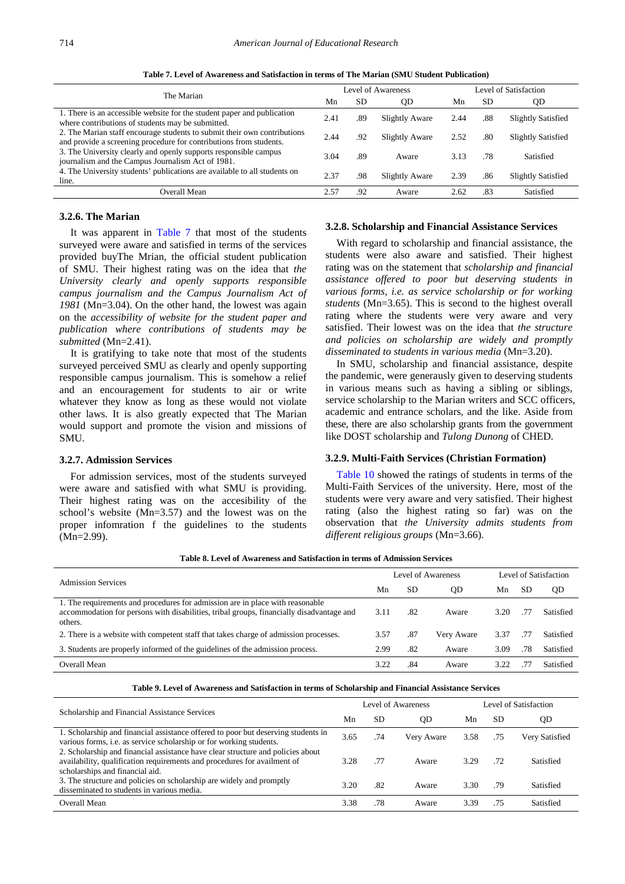**Table 7. Level of Awareness and Satisfaction in terms of The Marian (SMU Student Publication)**

| The Marian | Level of Awareness | | | Level of Satisfaction | | |
|---|---|---|---|---|---|---|
| | Mn | SD | QD | Mn | SD | QD |
| 1. There is an accessible website for the student paper and publication where contributions of students may be submitted. | 2.41 | .89 | Slightly Aware | 2.44 | .88 | Slightly Satisfied |
| 2. The Marian staff encourage students to submit their own contributions and provide a screening procedure for contributions from students. | 2.44 | .92 | Slightly Aware | 2.52 | .80 | Slightly Satisfied |
| 3. The University clearly and openly supports responsible campus journalism and the Campus Journalism Act of 1981. | 3.04 | .89 | Aware | 3.13 | .78 | Satisfied |
| 4. The University students' publications are available to all students on line. | 2.37 | .98 | Slightly Aware | 2.39 | .86 | Slightly Satisfied |
| Overall Mean | 2.57 | .92 | Aware | 2.62 | .83 | Satisfied |

### 3.2.6. The Marian

It was apparent in Table 7 that most of the students surveyed were aware and satisfied in terms of the services provided buyThe Mrian, the official student publication of SMU. Their highest rating was on the idea that *the University clearly and openly supports responsible campus journalism and the Campus Journalism Act of 1981* (Mn=3.04). On the other hand, the lowest was again on the *accessibility of website for the student paper and publication where contributions of students may be submitted* (Mn=2.41).

It is gratifying to take note that most of the students surveyed perceived SMU as clearly and openly supporting responsible campus journalism. This is somehow a relief and an encouragement for students to air or write whatever they know as long as these would not violate other laws. It is also greatly expected that The Marian would support and promote the vision and missions of SMU.

### 3.2.7. Admission Services

For admission services, most of the students surveyed were aware and satisfied with what SMU is providing. Their highest rating was on the accesibility of the school's website (Mn=3.57) and the lowest was on the proper infomration f the guidelines to the students (Mn=2.99).

### 3.2.8. Scholarship and Financial Assistance Services

With regard to scholarship and financial assistance, the students were also aware and satisfied. Their highest rating was on the statement that *scholarship and financial assistance offered to poor but deserving students in various forms, i.e. as service scholarship or for working students* (Mn=3.65). This is second to the highest overall rating where the students were very aware and very satisfied. Their lowest was on the idea that *the structure and policies on scholarship are widely and promptly disseminated to students in various media* (Mn=3.20).

In SMU, scholarship and financial assistance, despite the pandemic, were generausly given to deserving students in various means such as having a sibling or siblings, service scholarship to the Marian writers and SCC officers, academic and entrance scholars, and the like. Aside from these, there are also scholarship grants from the government like DOST scholarship and *Tulong Dunong* of CHED.

### 3.2.9. Multi-Faith Services (Christian Formation)

Table 10 showed the ratings of students in terms of the Multi-Faith Services of the university. Here, most of the students were very aware and very satisfied. Their highest rating (also the highest rating so far) was on the observation that *the University admits students from different religious groups* (Mn=3.66).

**Table 8. Level of Awareness and Satisfaction in terms of Admission Services**

| Admission Services | Level of Awareness | | | Level of Satisfaction | | |
|---|---|---|---|---|---|---|
| | Mn | SD | QD | Mn | SD | QD |
| 1. The requirements and procedures for admission are in place with reasonable accommodation for persons with disabilities, tribal groups, financially disadvantage and others. | 3.11 | .82 | Aware | 3.20 | .77 | Satisfied |
| 2. There is a website with competent staff that takes charge of admission processes. | 3.57 | .87 | Very Aware | 3.37 | .77 | Satisfied |
| 3. Students are properly informed of the guidelines of the admission process. | 2.99 | .82 | Aware | 3.09 | .78 | Satisfied |
| Overall Mean | 3.22 | .84 | Aware | 3.22 | .77 | Satisfied |

**Table 9. Level of Awareness and Satisfaction in terms of Scholarship and Financial Assistance Services**

| Scholarship and Financial Assistance Services | Level of Awareness | | | Level of Satisfaction | | |
|---|---|---|---|---|---|---|
| | Mn | SD | QD | Mn | SD | QD |
| 1. Scholarship and financial assistance offered to poor but deserving students in various forms, i.e. as service scholarship or for working students. | 3.65 | .74 | Very Aware | 3.58 | .75 | Very Satisfied |
| 2. Scholarship and financial assistance have clear structure and policies about availability, qualification requirements and procedures for availment of scholarships and financial aid. | 3.28 | .77 | Aware | 3.29 | .72 | Satisfied |
| 3. The structure and policies on scholarship are widely and promptly disseminated to students in various media. | 3.20 | .82 | Aware | 3.30 | .79 | Satisfied |
| Overall Mean | 3.38 | .78 | Aware | 3.39 | .75 | Satisfied |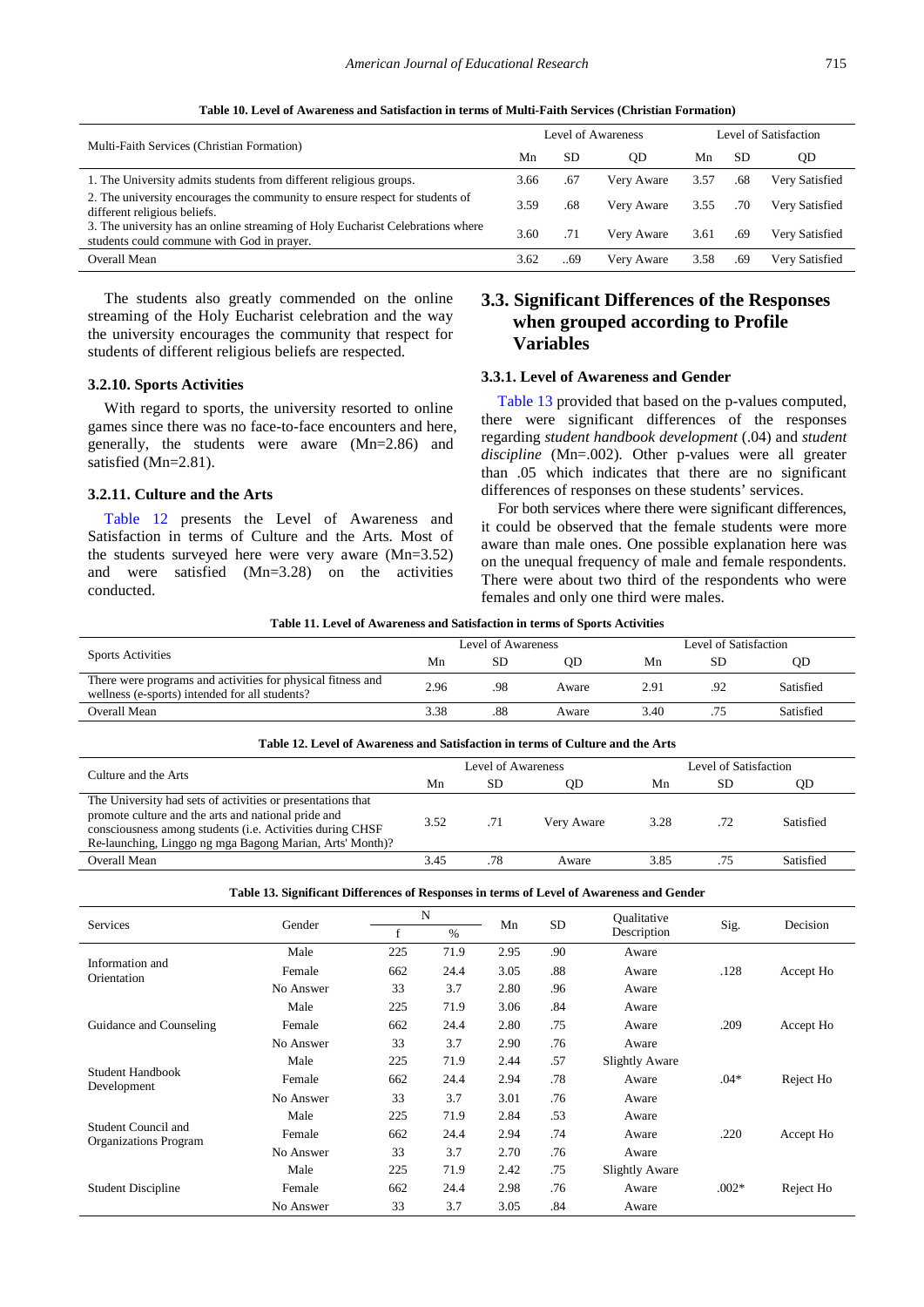**Table 10. Level of Awareness and Satisfaction in terms of Multi-Faith Services (Christian Formation)**

| Multi-Faith Services (Christian Formation) | Level of Awareness | | | Level of Satisfaction | | |
|---|---|---|---|---|---|---|
| | Mn | SD | QD | Mn | SD | QD |
| 1. The University admits students from different religious groups. | 3.66 | .67 | Very Aware | 3.57 | .68 | Very Satisfied |
| 2. The university encourages the community to ensure respect for students of different religious beliefs. | 3.59 | .68 | Very Aware | 3.55 | .70 | Very Satisfied |
| 3. The university has an online streaming of Holy Eucharist Celebrations where students could commune with God in prayer. | 3.60 | .71 | Very Aware | 3.61 | .69 | Very Satisfied |
| Overall Mean | 3.62 | ..69 | Very Aware | 3.58 | .69 | Very Satisfied |

The students also greatly commended on the online streaming of the Holy Eucharist celebration and the way the university encourages the community that respect for students of different religious beliefs are respected.

### 3.2.10. Sports Activities

With regard to sports, the university resorted to online games since there was no face-to-face encounters and here, generally, the students were aware (Mn=2.86) and satisfied (Mn=2.81).

### 3.2.11. Culture and the Arts

Table 12 presents the Level of Awareness and Satisfaction in terms of Culture and the Arts. Most of the students surveyed here were very aware (Mn=3.52) and were satisfied (Mn=3.28) on the activities conducted.

## 3.3. Significant Differences of the Responses when grouped according to Profile Variables

### 3.3.1. Level of Awareness and Gender

Table 13 provided that based on the p-values computed, there were significant differences of the responses regarding *student handbook development* (.04) and *student discipline* (Mn=.002). Other p-values were all greater than .05 which indicates that there are no significant differences of responses on these students' services.

For both services where there were significant differences, it could be observed that the female students were more aware than male ones. One possible explanation here was on the unequal frequency of male and female respondents. There were about two third of the respondents who were females and only one third were males.

**Table 11. Level of Awareness and Satisfaction in terms of Sports Activities**

| Sports Activities | Level of Awareness | | | Level of Satisfaction | | |
|---|---|---|---|---|---|---|
| | Mn | SD | QD | Mn | SD | QD |
| There were programs and activities for physical fitness and wellness (e-sports) intended for all students? | 2.96 | .98 | Aware | 2.91 | .92 | Satisfied |
| Overall Mean | 3.38 | .88 | Aware | 3.40 | .75 | Satisfied |

**Table 12. Level of Awareness and Satisfaction in terms of Culture and the Arts**

| Culture and the Arts | Level of Awareness | | | Level of Satisfaction | | |
|---|---|---|---|---|---|---|
| | Mn | SD | QD | Mn | SD | QD |
| The University had sets of activities or presentations that promote culture and the arts and national pride and consciousness among students (i.e. Activities during CHSF Re-launching, Linggo ng mga Bagong Marian, Arts' Month)? | 3.52 | .71 | Very Aware | 3.28 | .72 | Satisfied |
| Overall Mean | 3.45 | .78 | Aware | 3.85 | .75 | Satisfied |

**Table 13. Significant Differences of Responses in terms of Level of Awareness and Gender**

| Services | Gender | N | | Mn | SD | Qualitative Description | Sig. | Decision |
|---|---|---|---|---|---|---|---|---|
| | | f | % | | | | | |
| Information and Orientation | Male | 225 | 71.9 | 2.95 | .90 | Aware | .128 | Accept Ho |
| | Female | 662 | 24.4 | 3.05 | .88 | Aware | | |
| | No Answer | 33 | 3.7 | 2.80 | .96 | Aware | | |
| Guidance and Counseling | Male | 225 | 71.9 | 3.06 | .84 | Aware | .209 | Accept Ho |
| | Female | 662 | 24.4 | 2.80 | .75 | Aware | | |
| | No Answer | 33 | 3.7 | 2.90 | .76 | Aware | | |
| Student Handbook Development | Male | 225 | 71.9 | 2.44 | .57 | Slightly Aware | .04* | Reject Ho |
| | Female | 662 | 24.4 | 2.94 | .78 | Aware | | |
| | No Answer | 33 | 3.7 | 3.01 | .76 | Aware | | |
| Student Council and Organizations Program | Male | 225 | 71.9 | 2.84 | .53 | Aware | .220 | Accept Ho |
| | Female | 662 | 24.4 | 2.94 | .74 | Aware | | |
| | No Answer | 33 | 3.7 | 2.70 | .76 | Aware | | |
| Student Discipline | Male | 225 | 71.9 | 2.42 | .75 | Slightly Aware | .002* | Reject Ho |
| | Female | 662 | 24.4 | 2.98 | .76 | Aware | | |
| | No Answer | 33 | 3.7 | 3.05 | .84 | Aware | | |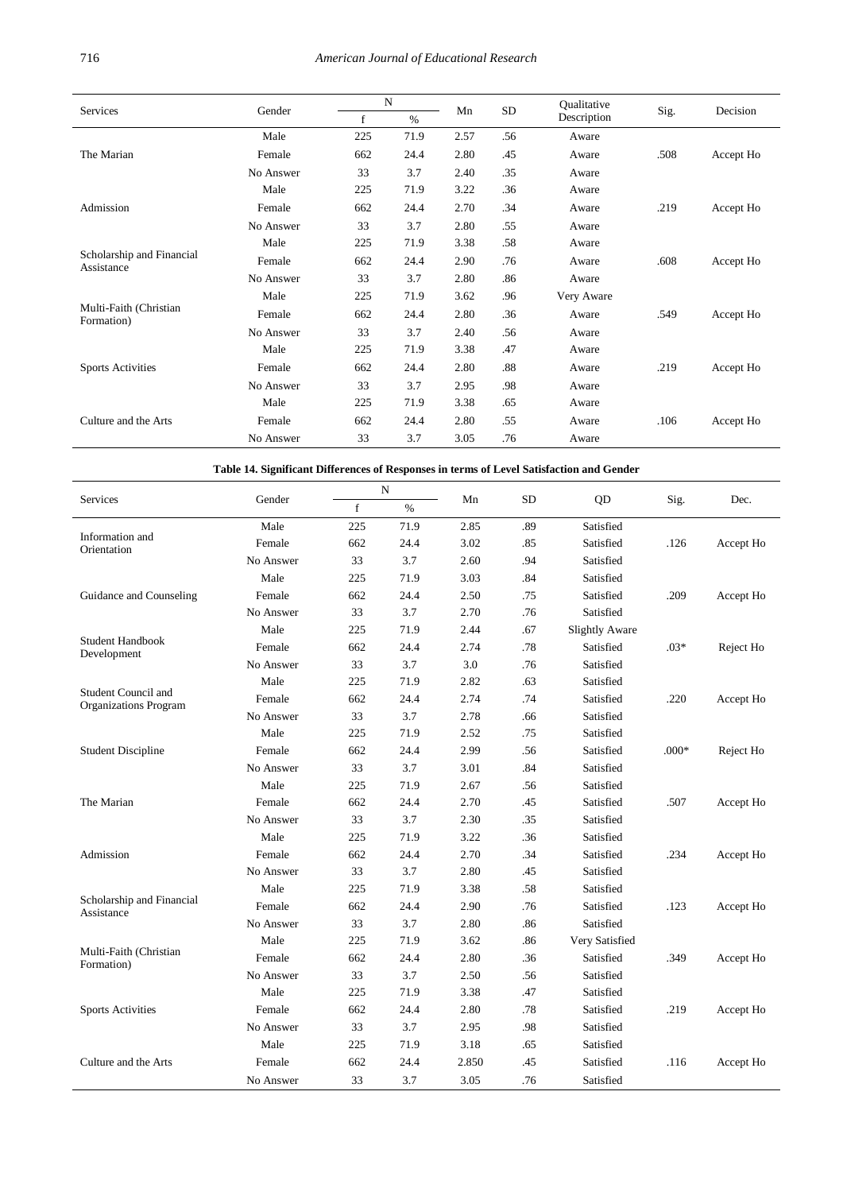| Services | Gender | N | | Mn | SD | Qualitative Description | Sig. | Decision |
|---|---|---|---|---|---|---|---|---|
| | | f | % | | | | | |
| The Marian | Male | 225 | 71.9 | 2.57 | .56 | Aware | .508 | Accept Ho |
| | Female | 662 | 24.4 | 2.80 | .45 | Aware | | |
| | No Answer | 33 | 3.7 | 2.40 | .35 | Aware | | |
| Admission | Male | 225 | 71.9 | 3.22 | .36 | Aware | .219 | Accept Ho |
| | Female | 662 | 24.4 | 2.70 | .34 | Aware | | |
| | No Answer | 33 | 3.7 | 2.80 | .55 | Aware | | |
| Scholarship and Financial Assistance | Male | 225 | 71.9 | 3.38 | .58 | Aware | .608 | Accept Ho |
| | Female | 662 | 24.4 | 2.90 | .76 | Aware | | |
| | No Answer | 33 | 3.7 | 2.80 | .86 | Aware | | |
| Multi-Faith (Christian Formation) | Male | 225 | 71.9 | 3.62 | .96 | Very Aware | .549 | Accept Ho |
| | Female | 662 | 24.4 | 2.80 | .36 | Aware | | |
| | No Answer | 33 | 3.7 | 2.40 | .56 | Aware | | |
| Sports Activities | Male | 225 | 71.9 | 3.38 | .47 | Aware | .219 | Accept Ho |
| | Female | 662 | 24.4 | 2.80 | .88 | Aware | | |
| | No Answer | 33 | 3.7 | 2.95 | .98 | Aware | | |
| Culture and the Arts | Male | 225 | 71.9 | 3.38 | .65 | Aware | .106 | Accept Ho |
| | Female | 662 | 24.4 | 2.80 | .55 | Aware | | |
| | No Answer | 33 | 3.7 | 3.05 | .76 | Aware | | |

**Table 14. Significant Differences of Responses in terms of Level Satisfaction and Gender**

| Services | Gender | N | | Mn | SD | QD | Sig. | Dec. |
|---|---|---|---|---|---|---|---|---|
| | | f | % | | | | | |
| Information and Orientation | Male | 225 | 71.9 | 2.85 | .89 | Satisfied | .126 | Accept Ho |
| | Female | 662 | 24.4 | 3.02 | .85 | Satisfied | | |
| | No Answer | 33 | 3.7 | 2.60 | .94 | Satisfied | | |
| Guidance and Counseling | Male | 225 | 71.9 | 3.03 | .84 | Satisfied | .209 | Accept Ho |
| | Female | 662 | 24.4 | 2.50 | .75 | Satisfied | | |
| | No Answer | 33 | 3.7 | 2.70 | .76 | Satisfied | | |
| Student Handbook Development | Male | 225 | 71.9 | 2.44 | .67 | Slightly Aware | .03* | Reject Ho |
| | Female | 662 | 24.4 | 2.74 | .78 | Satisfied | | |
| | No Answer | 33 | 3.7 | 3.0 | .76 | Satisfied | | |
| Student Council and Organizations Program | Male | 225 | 71.9 | 2.82 | .63 | Satisfied | .220 | Accept Ho |
| | Female | 662 | 24.4 | 2.74 | .74 | Satisfied | | |
| | No Answer | 33 | 3.7 | 2.78 | .66 | Satisfied | | |
| Student Discipline | Male | 225 | 71.9 | 2.52 | .75 | Satisfied | .000* | Reject Ho |
| | Female | 662 | 24.4 | 2.99 | .56 | Satisfied | | |
| | No Answer | 33 | 3.7 | 3.01 | .84 | Satisfied | | |
| The Marian | Male | 225 | 71.9 | 2.67 | .56 | Satisfied | .507 | Accept Ho |
| | Female | 662 | 24.4 | 2.70 | .45 | Satisfied | | |
| | No Answer | 33 | 3.7 | 2.30 | .35 | Satisfied | | |
| Admission | Male | 225 | 71.9 | 3.22 | .36 | Satisfied | .234 | Accept Ho |
| | Female | 662 | 24.4 | 2.70 | .34 | Satisfied | | |
| | No Answer | 33 | 3.7 | 2.80 | .45 | Satisfied | | |
| Scholarship and Financial Assistance | Male | 225 | 71.9 | 3.38 | .58 | Satisfied | .123 | Accept Ho |
| | Female | 662 | 24.4 | 2.90 | .76 | Satisfied | | |
| | No Answer | 33 | 3.7 | 2.80 | .86 | Satisfied | | |
| Multi-Faith (Christian Formation) | Male | 225 | 71.9 | 3.62 | .86 | Very Satisfied | .349 | Accept Ho |
| | Female | 662 | 24.4 | 2.80 | .36 | Satisfied | | |
| | No Answer | 33 | 3.7 | 2.50 | .56 | Satisfied | | |
| Sports Activities | Male | 225 | 71.9 | 3.38 | .47 | Satisfied | .219 | Accept Ho |
| | Female | 662 | 24.4 | 2.80 | .78 | Satisfied | | |
| | No Answer | 33 | 3.7 | 2.95 | .98 | Satisfied | | |
| Culture and the Arts | Male | 225 | 71.9 | 3.18 | .65 | Satisfied | .116 | Accept Ho |
| | Female | 662 | 24.4 | 2.850 | .45 | Satisfied | | |
| | No Answer | 33 | 3.7 | 3.05 | .76 | Satisfied | | |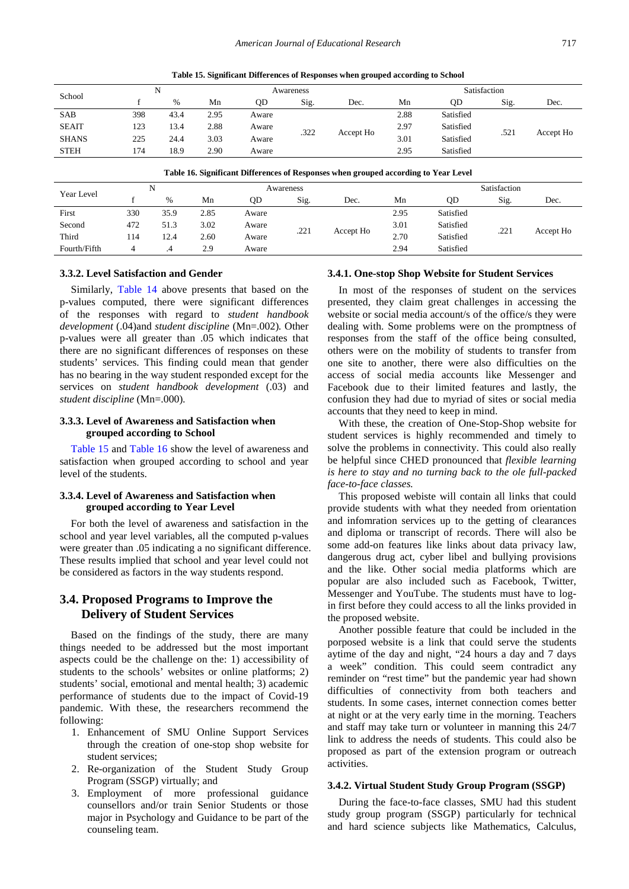**Table 15. Significant Differences of Responses when grouped according to School**

| School | N | | Awareness | | | | Satisfaction | | | |
|---|---|---|---|---|---|---|---|---|---|---|
| | f | % | Mn | QD | Sig. | Dec. | Mn | QD | Sig. | Dec. |
| SAB | 398 | 43.4 | 2.95 | Aware | .322 | Accept Ho | 2.88 | Satisfied | .521 | Accept Ho |
| SEAIT | 123 | 13.4 | 2.88 | Aware | | | 2.97 | Satisfied | | |
| SHANS | 225 | 24.4 | 3.03 | Aware | | | 3.01 | Satisfied | | |
| STEH | 174 | 18.9 | 2.90 | Aware | | | 2.95 | Satisfied | | |

**Table 16. Significant Differences of Responses when grouped according to Year Level**

| Year Level | N | | Awareness | | | | Satisfaction | | | |
|---|---|---|---|---|---|---|---|---|---|---|
| | f | % | Mn | QD | Sig. | Dec. | Mn | QD | Sig. | Dec. |
| First | 330 | 35.9 | 2.85 | Aware | .221 | Accept Ho | 2.95 | Satisfied | .221 | Accept Ho |
| Second | 472 | 51.3 | 3.02 | Aware | | | 3.01 | Satisfied | | |
| Third | 114 | 12.4 | 2.60 | Aware | | | 2.70 | Satisfied | | |
| Fourth/Fifth | 4 | .4 | 2.9 | Aware | | | 2.94 | Satisfied | | |

#### 3.3.2. Level Satisfaction and Gender

Similarly, Table 14 above presents that based on the p-values computed, there were significant differences of the responses with regard to *student handbook development* (.04)and *student discipline* (Mn=.002). Other p-values were all greater than .05 which indicates that there are no significant differences of responses on these students' services. This finding could mean that gender has no bearing in the way student responded except for the services on *student handbook development* (.03) and *student discipline* (Mn=.000).

#### 3.3.3. Level of Awareness and Satisfaction when grouped according to School

Table 15 and Table 16 show the level of awareness and satisfaction when grouped according to school and year level of the students.

#### 3.3.4. Level of Awareness and Satisfaction when grouped according to Year Level

For both the level of awareness and satisfaction in the school and year level variables, all the computed p-values were greater than .05 indicating a no significant difference. These results implied that school and year level could not be considered as factors in the way students respond.

### 3.4. Proposed Programs to Improve the Delivery of Student Services

Based on the findings of the study, there are many things needed to be addressed but the most important aspects could be the challenge on the: 1) accessibility of students to the schools' websites or online platforms; 2) students' social, emotional and mental health; 3) academic performance of students due to the impact of Covid-19 pandemic. With these, the researchers recommend the following:

1. Enhancement of SMU Online Support Services through the creation of one-stop shop website for student services;
2. Re-organization of the Student Study Group Program (SSGP) virtually; and
3. Employment of more professional guidance counsellors and/or train Senior Students or those major in Psychology and Guidance to be part of the counseling team.

#### 3.4.1. One-stop Shop Website for Student Services

In most of the responses of student on the services presented, they claim great challenges in accessing the website or social media account/s of the office/s they were dealing with. Some problems were on the promptness of responses from the staff of the office being consulted, others were on the mobility of students to transfer from one site to another, there were also difficulties on the access of social media accounts like Messenger and Facebook due to their limited features and lastly, the confusion they had due to myriad of sites or social media accounts that they need to keep in mind.

With these, the creation of One-Stop-Shop website for student services is highly recommended and timely to solve the problems in connectivity. This could also really be helpful since CHED pronounced that *flexible learning is here to stay and no turning back to the ole full-packed face-to-face classes.*

This proposed webiste will contain all links that could provide students with what they needed from orientation and infomration services up to the getting of clearances and diploma or transcript of records. There will also be some add-on features like links about data privacy law, dangerous drug act, cyber libel and bullying provisions and the like. Other social media platforms which are popular are also included such as Facebook, Twitter, Messenger and YouTube. The students must have to log-in first before they could access to all the links provided in the proposed website.

Another possible feature that could be included in the porposed website is a link that could serve the students aytime of the day and night, "24 hours a day and 7 days a week" condition. This could seem contradict any reminder on "rest time" but the pandemic year had shown difficulties of connectivity from both teachers and students. In some cases, internet connection comes better at night or at the very early time in the morning. Teachers and staff may take turn or volunteer in manning this 24/7 link to address the needs of students. This could also be proposed as part of the extension program or outreach activities.

#### 3.4.2. Virtual Student Study Group Program (SSGP)

During the face-to-face classes, SMU had this student study group program (SSGP) particularly for technical and hard science subjects like Mathematics, Calculus,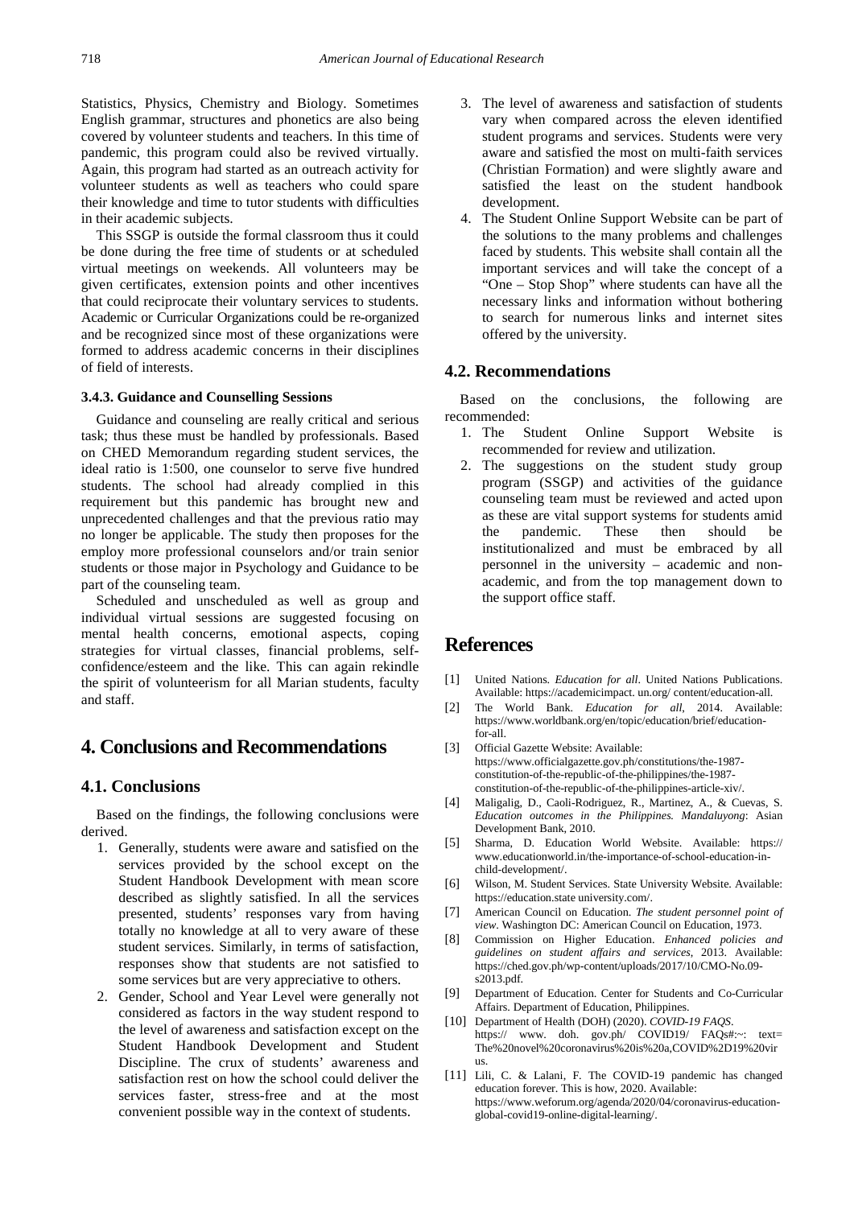Statistics, Physics, Chemistry and Biology. Sometimes English grammar, structures and phonetics are also being covered by volunteer students and teachers. In this time of pandemic, this program could also be revived virtually. Again, this program had started as an outreach activity for volunteer students as well as teachers who could spare their knowledge and time to tutor students with difficulties in their academic subjects.

This SSGP is outside the formal classroom thus it could be done during the free time of students or at scheduled virtual meetings on weekends. All volunteers may be given certificates, extension points and other incentives that could reciprocate their voluntary services to students. Academic or Curricular Organizations could be re-organized and be recognized since most of these organizations were formed to address academic concerns in their disciplines of field of interests.

#### 3.4.3. Guidance and Counselling Sessions

Guidance and counseling are really critical and serious task; thus these must be handled by professionals. Based on CHED Memorandum regarding student services, the ideal ratio is 1:500, one counselor to serve five hundred students. The school had already complied in this requirement but this pandemic has brought new and unprecedented challenges and that the previous ratio may no longer be applicable. The study then proposes for the employ more professional counselors and/or train senior students or those major in Psychology and Guidance to be part of the counseling team.

Scheduled and unscheduled as well as group and individual virtual sessions are suggested focusing on mental health concerns, emotional aspects, coping strategies for virtual classes, financial problems, self-confidence/esteem and the like. This can again rekindle the spirit of volunteerism for all Marian students, faculty and staff.

## 4. Conclusions and Recommendations

### 4.1. Conclusions

Based on the findings, the following conclusions were derived.

1. Generally, students were aware and satisfied on the services provided by the school except on the Student Handbook Development with mean score described as slightly satisfied. In all the services presented, students' responses vary from having totally no knowledge at all to very aware of these student services. Similarly, in terms of satisfaction, responses show that students are not satisfied to some services but are very appreciative to others.
2. Gender, School and Year Level were generally not considered as factors in the way student respond to the level of awareness and satisfaction except on the Student Handbook Development and Student Discipline. The crux of students' awareness and satisfaction rest on how the school could deliver the services faster, stress-free and at the most convenient possible way in the context of students.
3. The level of awareness and satisfaction of students vary when compared across the eleven identified student programs and services. Students were very aware and satisfied the most on multi-faith services (Christian Formation) and were slightly aware and satisfied the least on the student handbook development.
4. The Student Online Support Website can be part of the solutions to the many problems and challenges faced by students. This website shall contain all the important services and will take the concept of a "One – Stop Shop" where students can have all the necessary links and information without bothering to search for numerous links and internet sites offered by the university.

### 4.2. Recommendations

Based on the conclusions, the following are recommended:

1. The Student Online Support Website is recommended for review and utilization.
2. The suggestions on the student study group program (SSGP) and activities of the guidance counseling team must be reviewed and acted upon as these are vital support systems for students amid the pandemic. These then should be institutionalized and must be embraced by all personnel in the university – academic and non-academic, and from the top management down to the support office staff.

## References

[1] United Nations. *Education for all*. United Nations Publications. Available: https://academicimpact. un.org/ content/education-all.

[2] The World Bank. *Education for all*, 2014. Available: https://www.worldbank.org/en/topic/education/brief/education-for-all.

[3] Official Gazette Website: Available: https://www.officialgazette.gov.ph/constitutions/the-1987-constitution-of-the-republic-of-the-philippines/the-1987-constitution-of-the-republic-of-the-philippines-article-xiv/.

[4] Maligalig, D., Caoli-Rodriguez, R., Martinez, A., & Cuevas, S. *Education outcomes in the Philippines. Mandaluyong*: Asian Development Bank, 2010.

[5] Sharma, D. Education World Website. Available: https:// www.educationworld.in/the-importance-of-school-education-in-child-development/.

[6] Wilson, M. Student Services. State University Website. Available: https://education.state university.com/.

[7] American Council on Education. *The student personnel point of view*. Washington DC: American Council on Education, 1973.

[8] Commission on Higher Education. *Enhanced policies and guidelines on student affairs and services*, 2013. Available: https://ched.gov.ph/wp-content/uploads/2017/10/CMO-No.09-s2013.pdf.

[9] Department of Education. Center for Students and Co-Curricular Affairs. Department of Education, Philippines.

[10] Department of Health (DOH) (2020). *COVID-19 FAQS*. https:// www. doh. gov.ph/ COVID19/ FAQs#:~: text= The%20novel%20coronavirus%20is%20a,COVID%2D19%20virus.

[11] Lili, C. & Lalani, F. The COVID-19 pandemic has changed education forever. This is how, 2020. Available: https://www.weforum.org/agenda/2020/04/coronavirus-education-global-covid19-online-digital-learning/.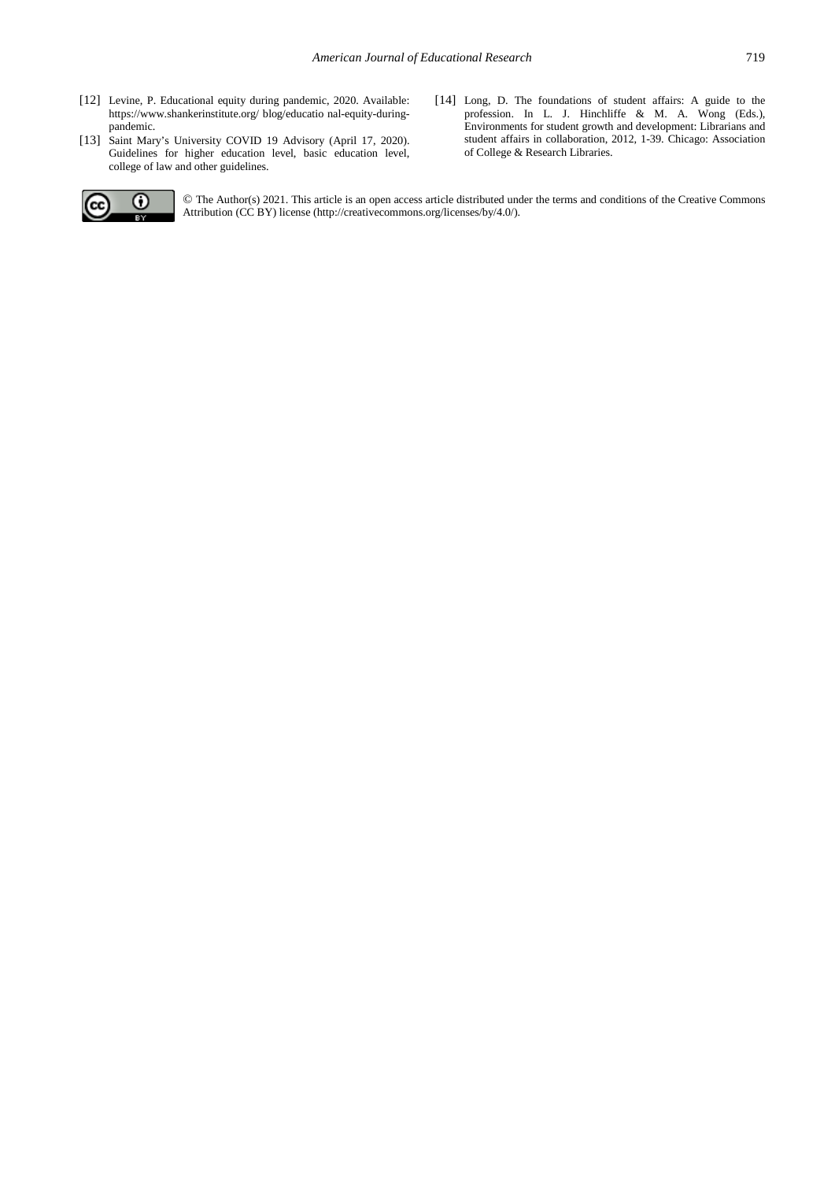[12] Levine, P. Educational equity during pandemic, 2020. Available: https://www.shankerinstitute.org/ blog/educatio nal-equity-during-pandemic.

[13] Saint Mary's University COVID 19 Advisory (April 17, 2020). Guidelines for higher education level, basic education level, college of law and other guidelines.

[14] Long, D. The foundations of student affairs: A guide to the profession. In L. J. Hinchliffe & M. A. Wong (Eds.), Environments for student growth and development: Librarians and student affairs in collaboration, 2012, 1-39. Chicago: Association of College & Research Libraries.

© The Author(s) 2021. This article is an open access article distributed under the terms and conditions of the Creative Commons Attribution (CC BY) license (http://creativecommons.org/licenses/by/4.0/).